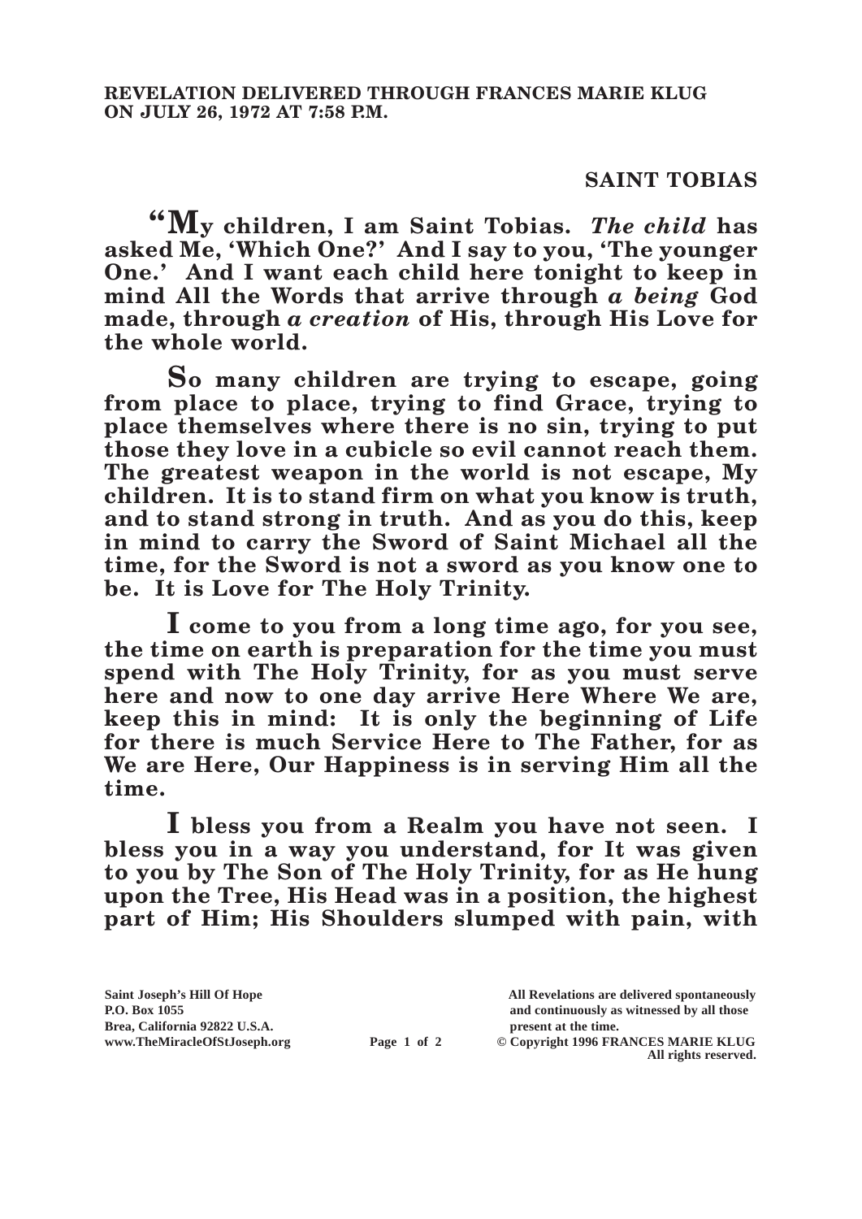**REVELATION DELIVERED THROUGH FRANCES MARIE KLUG ON JULY 26, 1972 AT 7:58 P.M.**

## SAINT TOBIAS

**"My children, I am Saint Tobias. *The child* has asked Me, 'Which One?' And I say to you, 'The younger One.' And I want each child here tonight to keep in mind All the Words that arrive through *a being* God made, through *a creation* of His, through His Love for the whole world.**

**So many children are trying to escape, going from place to place, trying to find Grace, trying to place themselves where there is no sin, trying to put those they love in a cubicle so evil cannot reach them. The greatest weapon in the world is not escape, My children. It is to stand firm on what you know is truth, and to stand strong in truth. And as you do this, keep in mind to carry the Sword of Saint Michael all the time, for the Sword is not a sword as you know one to be. It is Love for The Holy Trinity.**

**I come to you from a long time ago, for you see, the time on earth is preparation for the time you must spend with The Holy Trinity, for as you must serve here and now to one day arrive Here Where We are, keep this in mind: It is only the beginning of Life for there is much Service Here to The Father, for as We are Here, Our Happiness is in serving Him all the time.**

**I bless you from a Realm you have not seen. I bless you in a way you understand, for It was given to you by The Son of The Holy Trinity, for as He hung upon the Tree, His Head was in a position, the highest part of Him; His Shoulders slumped with pain, with**

Saint Joseph's Hill Of Hope
P.O. Box 1055
Brea, California 92822 U.S.A.
www.TheMiracleOfStJoseph.org

All Revelations are delivered spontaneously and continuously as witnessed by all those present at the time.
© Copyright 1996 FRANCES MARIE KLUG
All rights reserved.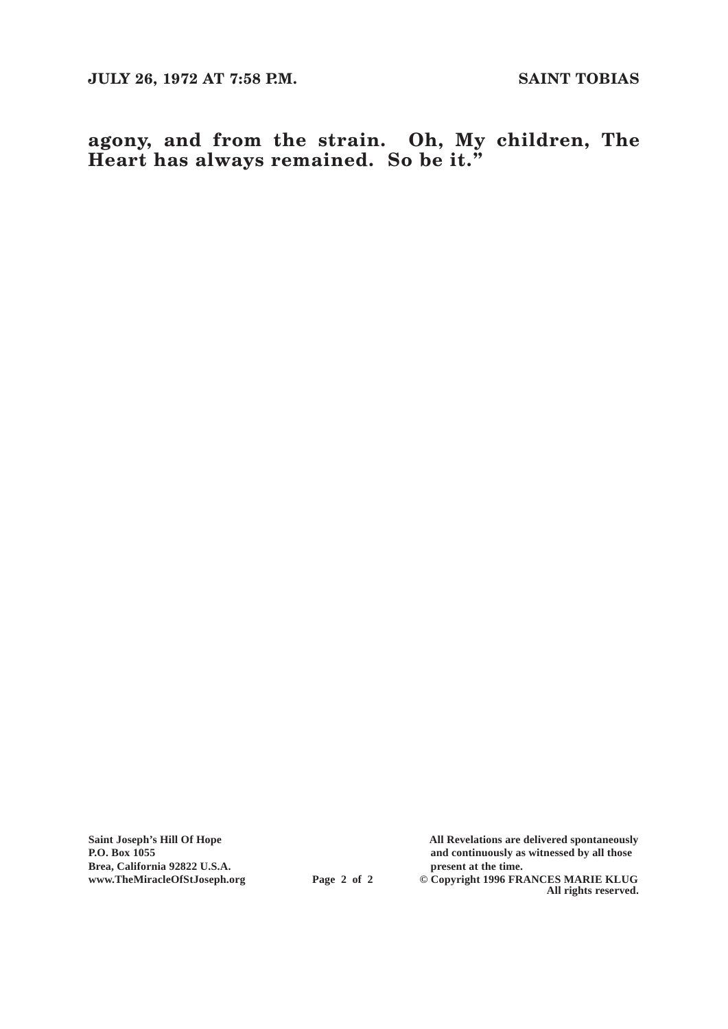**agony, and from the strain. Oh, My children, The Heart has always remained. So be it."**

Saint Joseph's Hill Of Hope
P.O. Box 1055
Brea, California 92822 U.S.A.
www.TheMiracleOfStJoseph.org

All Revelations are delivered spontaneously and continuously as witnessed by all those present at the time.
© Copyright 1996 FRANCES MARIE KLUG
All rights reserved.